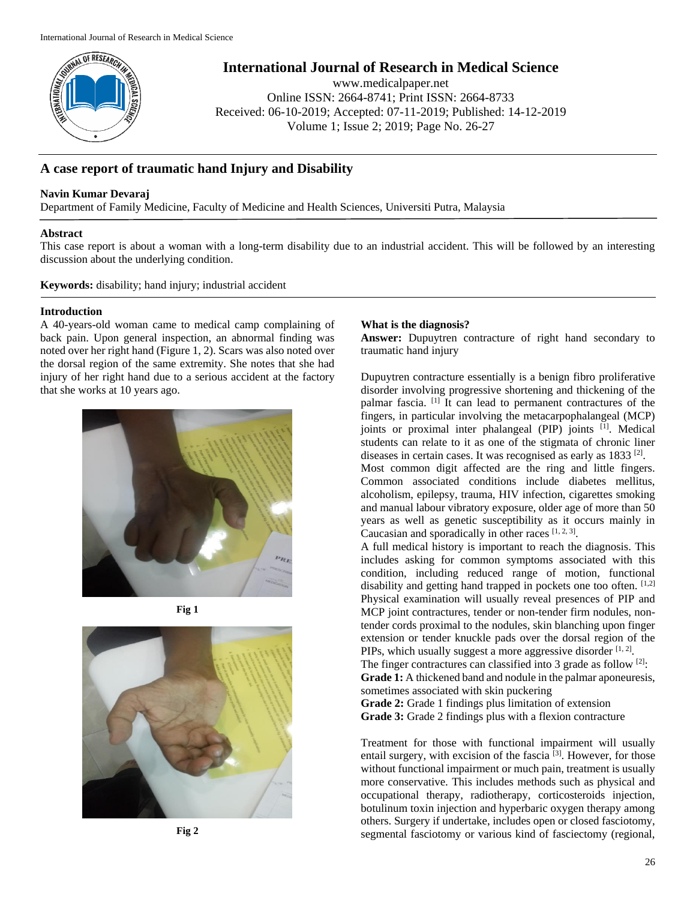# A case report of traumatic hand Injury and Disability

**Navin Kumar Devaraj**

Department of Family Medicine, Faculty of Medicine and Health Sciences, Universiti Putra, Malaysia

## Abstract

This case report is about a woman with a long-term disability due to an industrial accident. This will be followed by an interesting discussion about the underlying condition.

**Keywords:** disability; hand injury; industrial accident

## Introduction

A 40-years-old woman came to medical camp complaining of back pain. Upon general inspection, an abnormal finding was noted over her right hand (Figure 1, 2). Scars was also noted over the dorsal region of the same extremity. She notes that she had injury of her right hand due to a serious accident at the factory that she works at 10 years ago.

Fig 1

Fig 2

**What is the diagnosis?**

**Answer:** Dupuytren contracture of right hand secondary to traumatic hand injury

Dupuytren contracture essentially is a benign fibro proliferative disorder involving progressive shortening and thickening of the palmar fascia. [1] It can lead to permanent contractures of the fingers, in particular involving the metacarpophalangeal (MCP) joints or proximal inter phalangeal (PIP) joints [1]. Medical students can relate to it as one of the stigmata of chronic liner diseases in certain cases. It was recognised as early as 1833 [2].

Most common digit affected are the ring and little fingers. Common associated conditions include diabetes mellitus, alcoholism, epilepsy, trauma, HIV infection, cigarettes smoking and manual labour vibratory exposure, older age of more than 50 years as well as genetic susceptibility as it occurs mainly in Caucasian and sporadically in other races [1, 2, 3].

A full medical history is important to reach the diagnosis. This includes asking for common symptoms associated with this condition, including reduced range of motion, functional disability and getting hand trapped in pockets one too often. [1,2] Physical examination will usually reveal presences of PIP and MCP joint contractures, tender or non-tender firm nodules, non-tender cords proximal to the nodules, skin blanching upon finger extension or tender knuckle pads over the dorsal region of the PIPs, which usually suggest a more aggressive disorder [1, 2].

The finger contractures can classified into 3 grade as follow [2]:

**Grade 1:** A thickened band and nodule in the palmar aponeurosis, sometimes associated with skin puckering

**Grade 2:** Grade 1 findings plus limitation of extension

**Grade 3:** Grade 2 findings plus with a flexion contracture

Treatment for those with functional impairment will usually entail surgery, with excision of the fascia [3]. However, for those without functional impairment or much pain, treatment is usually more conservative. This includes methods such as physical and occupational therapy, radiotherapy, corticosteroids injection, botulinum toxin injection and hyperbaric oxygen therapy among others. Surgery if undertake, includes open or closed fasciotomy, segmental fasciotomy or various kind of fasciectomy (regional,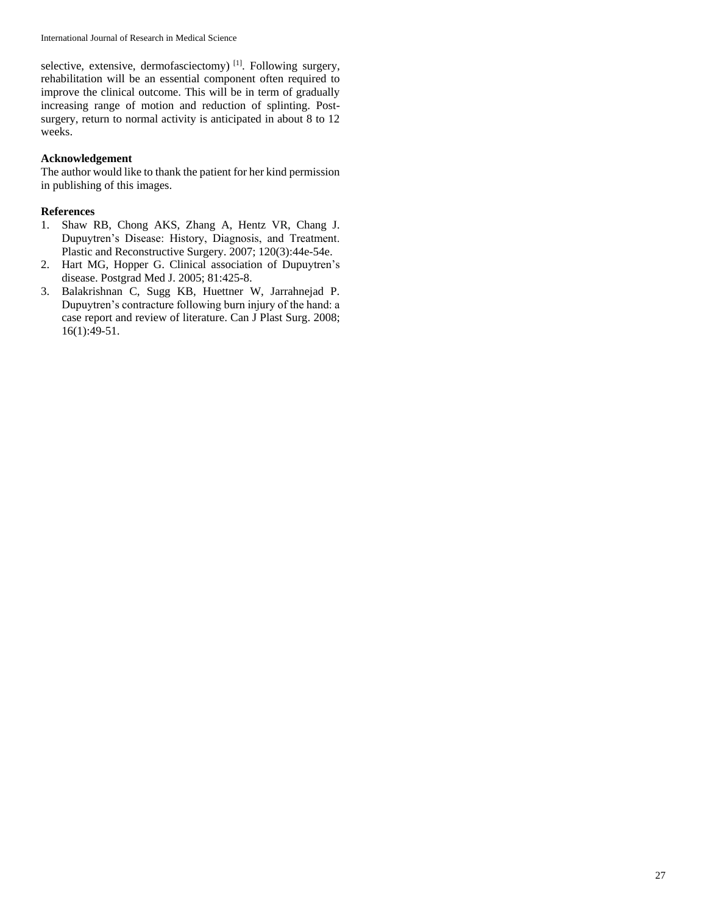selective, extensive, dermofasciectomy) [1]. Following surgery, rehabilitation will be an essential component often required to improve the clinical outcome. This will be in term of gradually increasing range of motion and reduction of splinting. Post-surgery, return to normal activity is anticipated in about 8 to 12 weeks.

## Acknowledgement

The author would like to thank the patient for her kind permission in publishing of this images.

## References

1. Shaw RB, Chong AKS, Zhang A, Hentz VR, Chang J. Dupuytren's Disease: History, Diagnosis, and Treatment. Plastic and Reconstructive Surgery. 2007; 120(3):44e-54e.
2. Hart MG, Hopper G. Clinical association of Dupuytren's disease. Postgrad Med J. 2005; 81:425-8.
3. Balakrishnan C, Sugg KB, Huettner W, Jarrahnejad P. Dupuytren's contracture following burn injury of the hand: a case report and review of literature. Can J Plast Surg. 2008; 16(1):49-51.